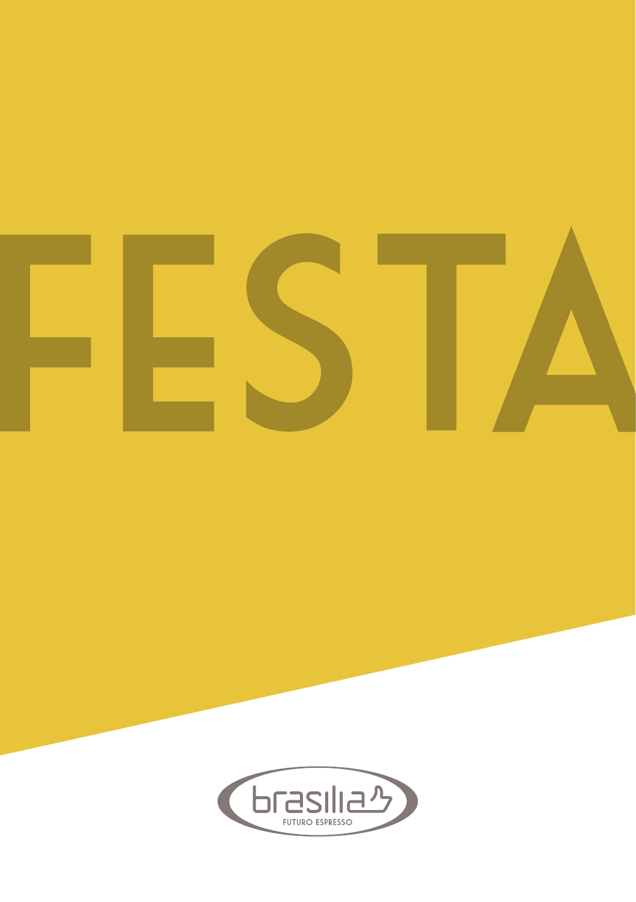# FESTA

brasilia

FUTURO ESPRESSO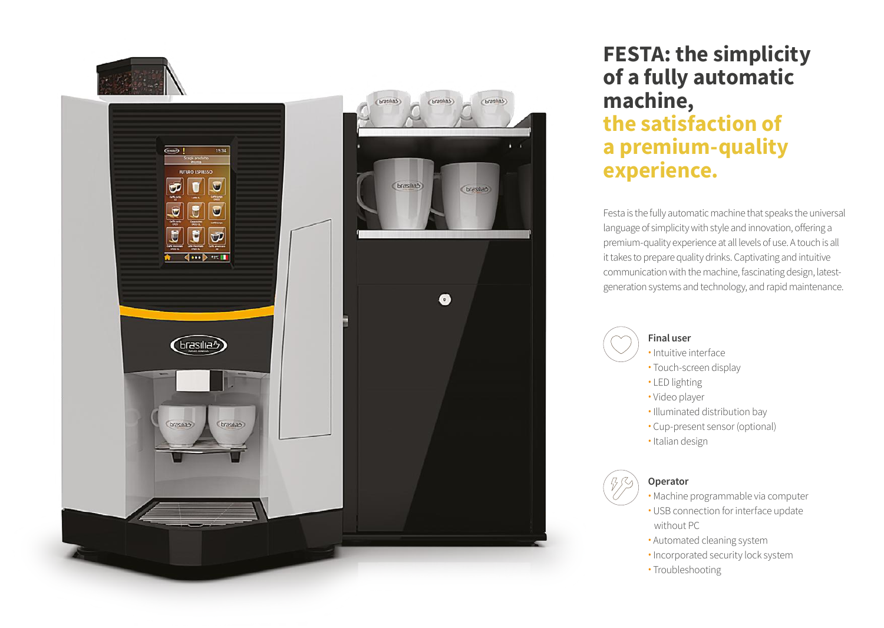# FESTA: the simplicity of a fully automatic machine, **the satisfaction of a premium-quality experience.**

Festa is the fully automatic machine that speaks the universal language of simplicity with style and innovation, offering a premium-quality experience at all levels of use. A touch is all it takes to prepare quality drinks. Captivating and intuitive communication with the machine, fascinating design, latest-generation systems and technology, and rapid maintenance.

### Final user

- Intuitive interface
- Touch-screen display
- LED lighting
- Video player
- Illuminated distribution bay
- Cup-present sensor (optional)
- Italian design

### Operator

- Machine programmable via computer
- USB connection for interface update without PC
- Automated cleaning system
- Incorporated security lock system
- Troubleshooting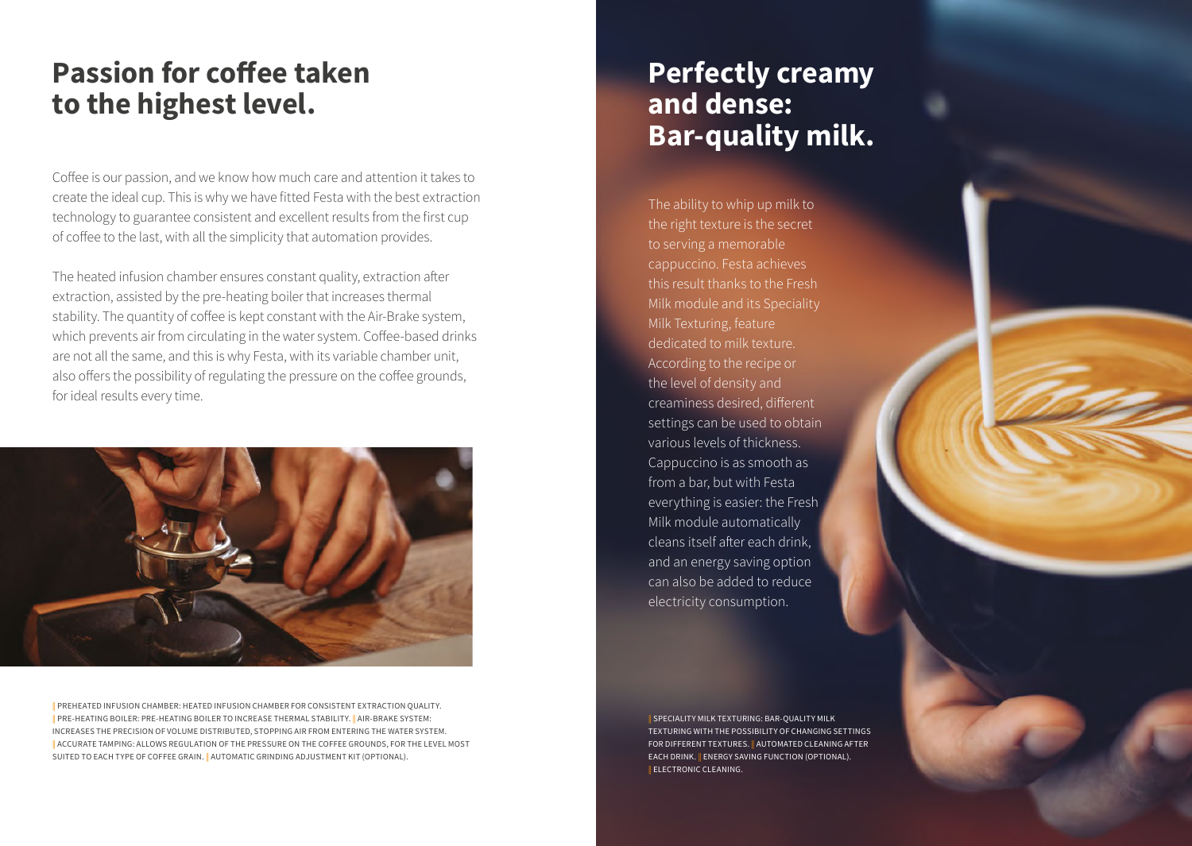## Passion for coffee taken to the highest level.

Coffee is our passion, and we know how much care and attention it takes to create the ideal cup. This is why we have fitted Festa with the best extraction technology to guarantee consistent and excellent results from the first cup of coffee to the last, with all the simplicity that automation provides.

The heated infusion chamber ensures constant quality, extraction after extraction, assisted by the pre-heating boiler that increases thermal stability. The quantity of coffee is kept constant with the Air-Brake system, which prevents air from circulating in the water system. Coffee-based drinks are not all the same, and this is why Festa, with its variable chamber unit, also offers the possibility of regulating the pressure on the coffee grounds, for ideal results every time.

| PREHEATED INFUSION CHAMBER: HEATED INFUSION CHAMBER FOR CONSISTENT EXTRACTION QUALITY.
| PRE-HEATING BOILER: PRE-HEATING BOILER TO INCREASE THERMAL STABILITY. | AIR-BRAKE SYSTEM: INCREASES THE PRECISION OF VOLUME DISTRIBUTED, STOPPING AIR FROM ENTERING THE WATER SYSTEM.
| ACCURATE TAMPING: ALLOWS REGULATION OF THE PRESSURE ON THE COFFEE GROUNDS, FOR THE LEVEL MOST SUITED TO EACH TYPE OF COFFEE GRAIN. | AUTOMATIC GRINDING ADJUSTMENT KIT (OPTIONAL).

## Perfectly creamy and dense: Bar-quality milk.

The ability to whip up milk to the right texture is the secret to serving a memorable cappuccino. Festa achieves this result thanks to the Fresh Milk module and its Speciality Milk Texturing, feature dedicated to milk texture. According to the recipe or the level of density and creaminess desired, different settings can be used to obtain various levels of thickness. Cappuccino is as smooth as from a bar, but with Festa everything is easier: the Fresh Milk module automatically cleans itself after each drink, and an energy saving option can also be added to reduce electricity consumption.

| SPECIALITY MILK TEXTURING: BAR-QUALITY MILK TEXTURING WITH THE POSSIBILITY OF CHANGING SETTINGS FOR DIFFERENT TEXTURES. | AUTOMATED CLEANING AFTER EACH DRINK. | ENERGY SAVING FUNCTION (OPTIONAL).
| ELECTRONIC CLEANING.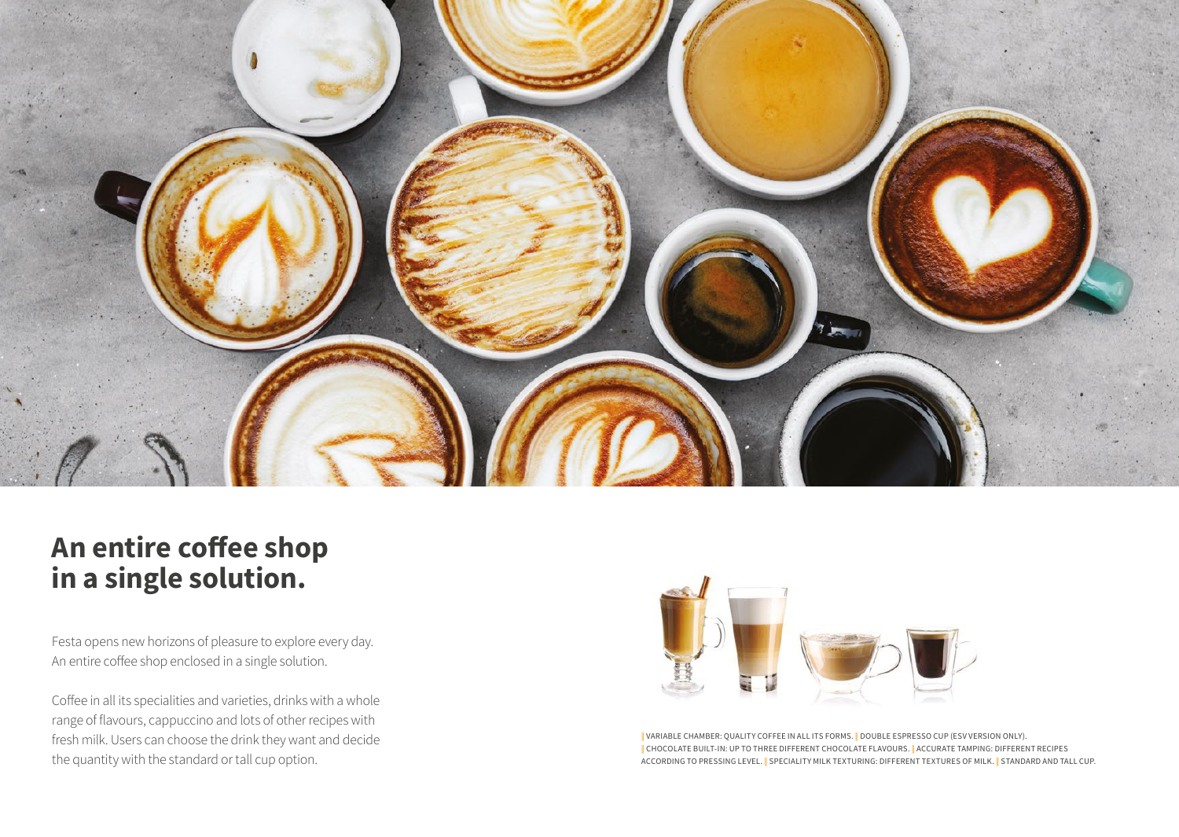# An entire coffee shop in a single solution.

Festa opens new horizons of pleasure to explore every day. An entire coffee shop enclosed in a single solution.

Coffee in all its specialities and varieties, drinks with a whole range of flavours, cappuccino and lots of other recipes with fresh milk. Users can choose the drink they want and decide the quantity with the standard or tall cup option.

VARIABLE CHAMBER: QUALITY COFFEE IN ALL ITS FORMS. | DOUBLE ESPRESSO CUP (ESV VERSION ONLY). | CHOCOLATE BUILT-IN: UP TO THREE DIFFERENT CHOCOLATE FLAVOURS. | ACCURATE TAMPING: DIFFERENT RECIPES ACCORDING TO PRESSING LEVEL. | SPECIALITY MILK TEXTURING: DIFFERENT TEXTURES OF MILK. | STANDARD AND TALL CUP.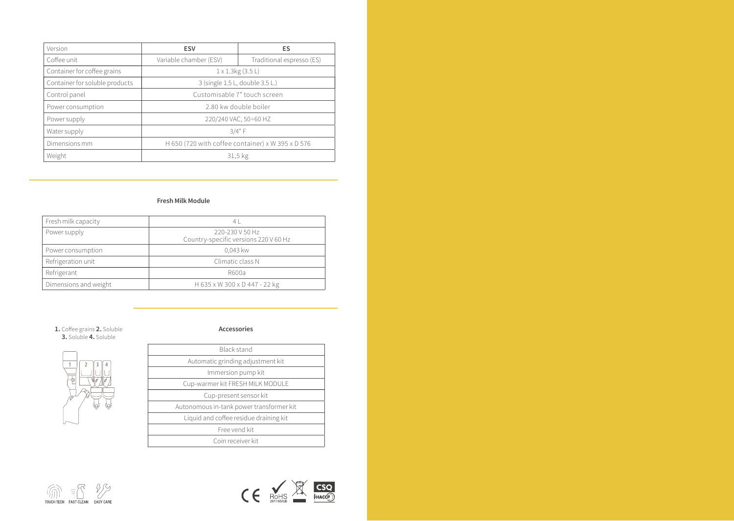| Version | ESV | ES |
|---|---|---|
| Coffee unit | Variable chamber (ESV) | Traditional espresso (ES) |
| Container for coffee grains | 1 x 1.3kg (3.5 L) | |
| Container for soluble products | 3 (single 1.5 L, double 3.5 L.) | |
| Control panel | Customisable 7" touch screen | |
| Power consumption | 2.80 kw double boiler | |
| Power supply | 220/240 VAC, 50÷60 HZ | |
| Water supply | 3/4" F | |
| Dimensions mm | H 650 (720 with coffee container) x W 395 x D 576 | |
| Weight | 31,5 kg | |

**Fresh Milk Module**

| Fresh milk capacity | 4 L |
|---|---|
| Power supply | 220-230 V 50 Hz<br>Country-specific versions 220 V 60 Hz |
| Power consumption | 0,043 kw |
| Refrigeration unit | Climatic class N |
| Refrigerant | R600a |
| Dimensions and weight | H 635 x W 300 x D 447 - 22 kg |

**1.** Coffee grains **2.** Soluble **3.** Soluble **4.** Soluble

**Accessories**

| Accessories |
|---|
| Black stand |
| Automatic grinding adjustment kit |
| Immersion pump kit |
| Cup-warmer kit FRESH MILK MODULE |
| Cup-present sensor kit |
| Autonomous in-tank power transformer kit |
| Liquid and coffee residue draining kit |
| Free vend kit |
| Coin receiver kit |

TOUCH TECH FAST CLEAN EASY CARE

CE RoHS 2011/65/UE CSQ HACCP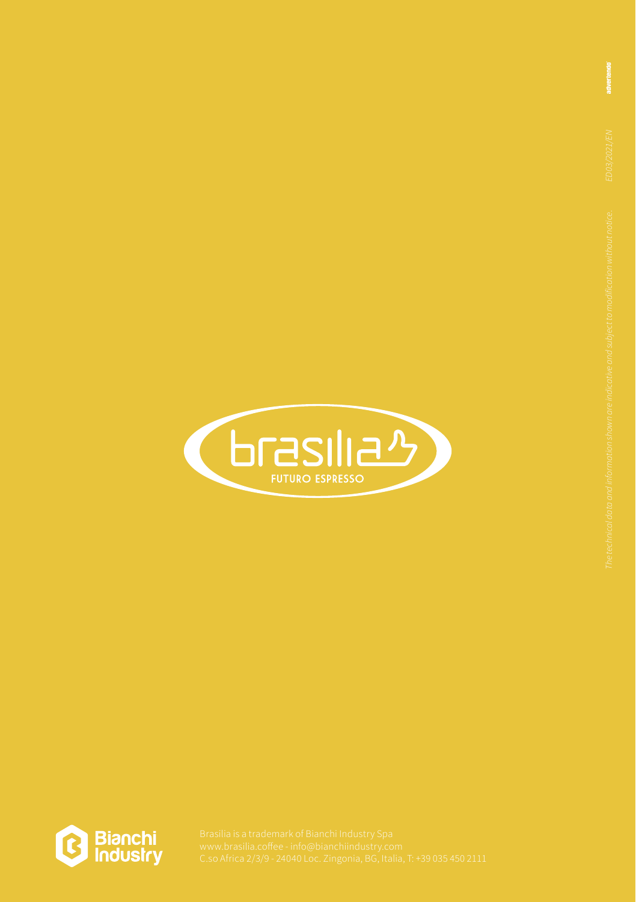brasilia

FUTURO ESPRESSO

Bianchi Industry

Brasilia is a trademark of Bianchi Industry Spa
www.brasilia.coffee - info@bianchiindustry.com
C.so Africa 2/3/9 - 24040 Loc. Zingonia, BG, Italia, T: +39 035 450 2111

*The technical data and information shown are indicative and subject to modification without notice.*

*ED 03/2021/EN*

advertendo